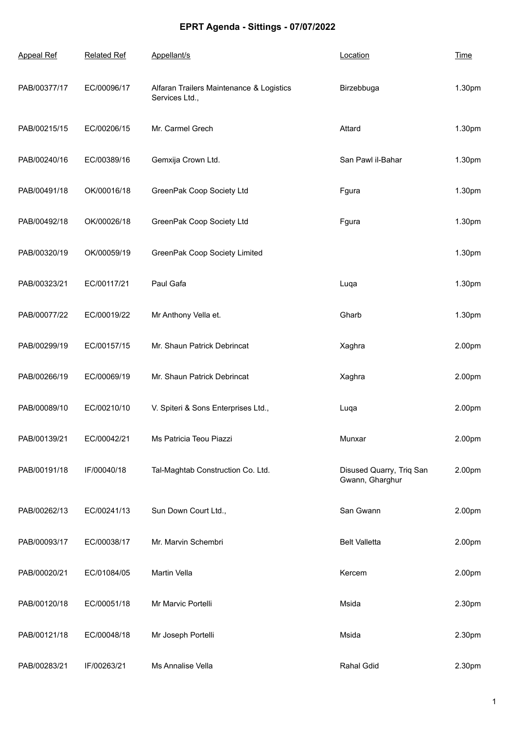# EPRT Agenda - Sittings - 07/07/2022

| Appeal Ref | Related Ref | Appellant/s | Location | Time |
|---|---|---|---|---|
| PAB/00377/17 | EC/00096/17 | Alfaran Trailers Maintenance & Logistics Services Ltd., | Birzebbuga | 1.30pm |
| PAB/00215/15 | EC/00206/15 | Mr. Carmel Grech | Attard | 1.30pm |
| PAB/00240/16 | EC/00389/16 | Gemxija Crown Ltd. | San Pawl il-Bahar | 1.30pm |
| PAB/00491/18 | OK/00016/18 | GreenPak Coop Society Ltd | Fgura | 1.30pm |
| PAB/00492/18 | OK/00026/18 | GreenPak Coop Society Ltd | Fgura | 1.30pm |
| PAB/00320/19 | OK/00059/19 | GreenPak Coop Society Limited | | 1.30pm |
| PAB/00323/21 | EC/00117/21 | Paul Gafa | Luqa | 1.30pm |
| PAB/00077/22 | EC/00019/22 | Mr Anthony Vella et. | Gharb | 1.30pm |
| PAB/00299/19 | EC/00157/15 | Mr. Shaun Patrick Debrincat | Xaghra | 2.00pm |
| PAB/00266/19 | EC/00069/19 | Mr. Shaun Patrick Debrincat | Xaghra | 2.00pm |
| PAB/00089/10 | EC/00210/10 | V. Spiteri & Sons Enterprises Ltd., | Luqa | 2.00pm |
| PAB/00139/21 | EC/00042/21 | Ms Patricia Teou Piazzi | Munxar | 2.00pm |
| PAB/00191/18 | IF/00040/18 | Tal-Maghtab Construction Co. Ltd. | Disused Quarry, Triq San Gwann, Gharghur | 2.00pm |
| PAB/00262/13 | EC/00241/13 | Sun Down Court Ltd., | San Gwann | 2.00pm |
| PAB/00093/17 | EC/00038/17 | Mr. Marvin Schembri | Belt Valletta | 2.00pm |
| PAB/00020/21 | EC/01084/05 | Martin Vella | Kercem | 2.00pm |
| PAB/00120/18 | EC/00051/18 | Mr Marvic Portelli | Msida | 2.30pm |
| PAB/00121/18 | EC/00048/18 | Mr Joseph Portelli | Msida | 2.30pm |
| PAB/00283/21 | IF/00263/21 | Ms Annalise Vella | Rahal Gdid | 2.30pm |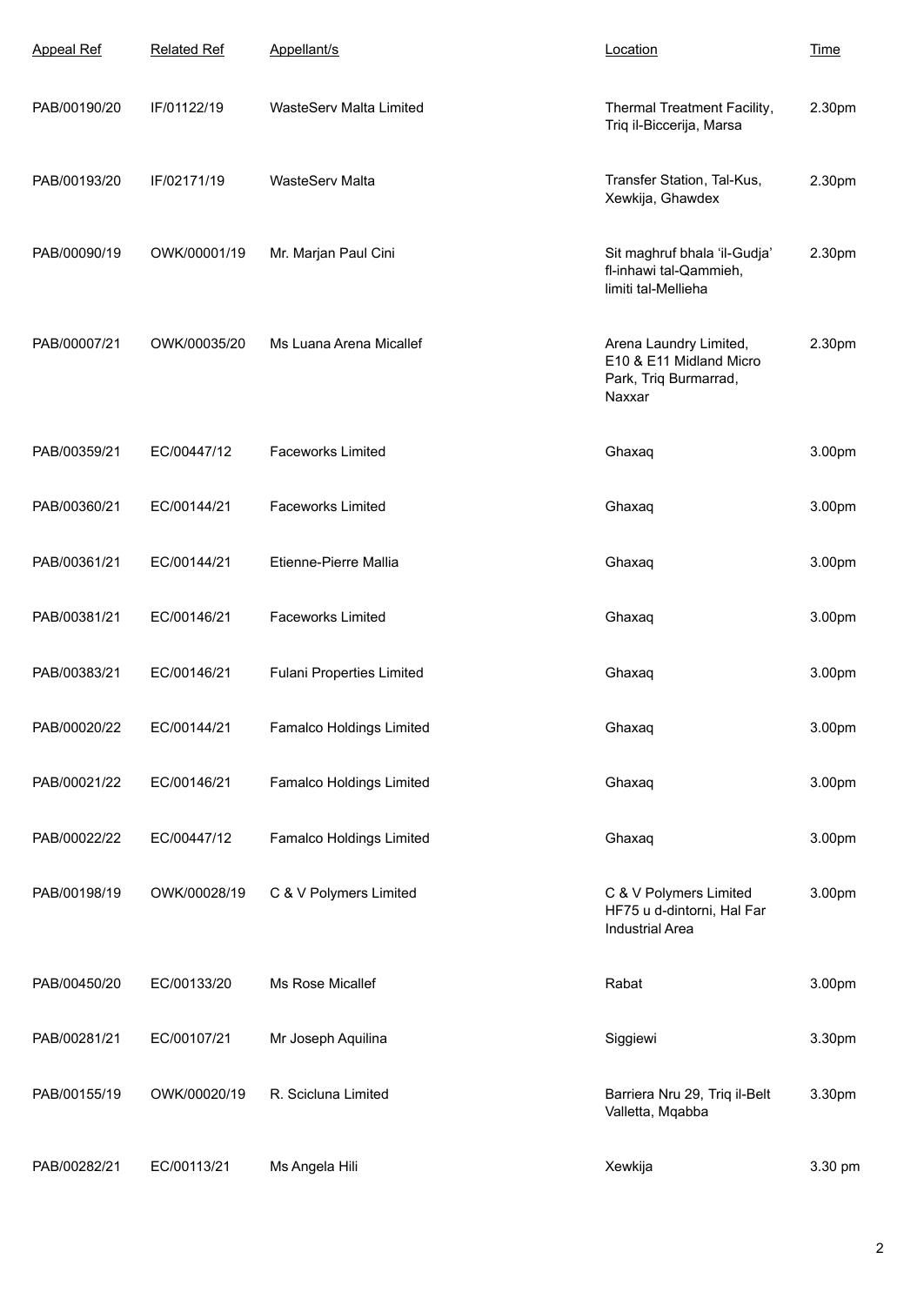| Appeal Ref | Related Ref | Appellant/s | Location | Time |
|---|---|---|---|---|
| PAB/00190/20 | IF/01122/19 | WasteServ Malta Limited | Thermal Treatment Facility, Triq il-Biccerija, Marsa | 2.30pm |
| PAB/00193/20 | IF/02171/19 | WasteServ Malta | Transfer Station, Tal-Kus, Xewkija, Ghawdex | 2.30pm |
| PAB/00090/19 | OWK/00001/19 | Mr. Marjan Paul Cini | Sit maghruf bhala 'il-Gudja' fl-inhawi tal-Qammieh, limiti tal-Mellieha | 2.30pm |
| PAB/00007/21 | OWK/00035/20 | Ms Luana Arena Micallef | Arena Laundry Limited, E10 & E11 Midland Micro Park, Triq Burmarrad, Naxxar | 2.30pm |
| PAB/00359/21 | EC/00447/12 | Faceworks Limited | Ghaxaq | 3.00pm |
| PAB/00360/21 | EC/00144/21 | Faceworks Limited | Ghaxaq | 3.00pm |
| PAB/00361/21 | EC/00144/21 | Etienne-Pierre Mallia | Ghaxaq | 3.00pm |
| PAB/00381/21 | EC/00146/21 | Faceworks Limited | Ghaxaq | 3.00pm |
| PAB/00383/21 | EC/00146/21 | Fulani Properties Limited | Ghaxaq | 3.00pm |
| PAB/00020/22 | EC/00144/21 | Famalco Holdings Limited | Ghaxaq | 3.00pm |
| PAB/00021/22 | EC/00146/21 | Famalco Holdings Limited | Ghaxaq | 3.00pm |
| PAB/00022/22 | EC/00447/12 | Famalco Holdings Limited | Ghaxaq | 3.00pm |
| PAB/00198/19 | OWK/00028/19 | C & V Polymers Limited | C & V Polymers Limited HF75 u d-dintorni, Hal Far Industrial Area | 3.00pm |
| PAB/00450/20 | EC/00133/20 | Ms Rose Micallef | Rabat | 3.00pm |
| PAB/00281/21 | EC/00107/21 | Mr Joseph Aquilina | Siggiewi | 3.30pm |
| PAB/00155/19 | OWK/00020/19 | R. Scicluna Limited | Barriera Nru 29, Triq il-Belt Valletta, Mqabba | 3.30pm |
| PAB/00282/21 | EC/00113/21 | Ms Angela Hili | Xewkija | 3.30 pm |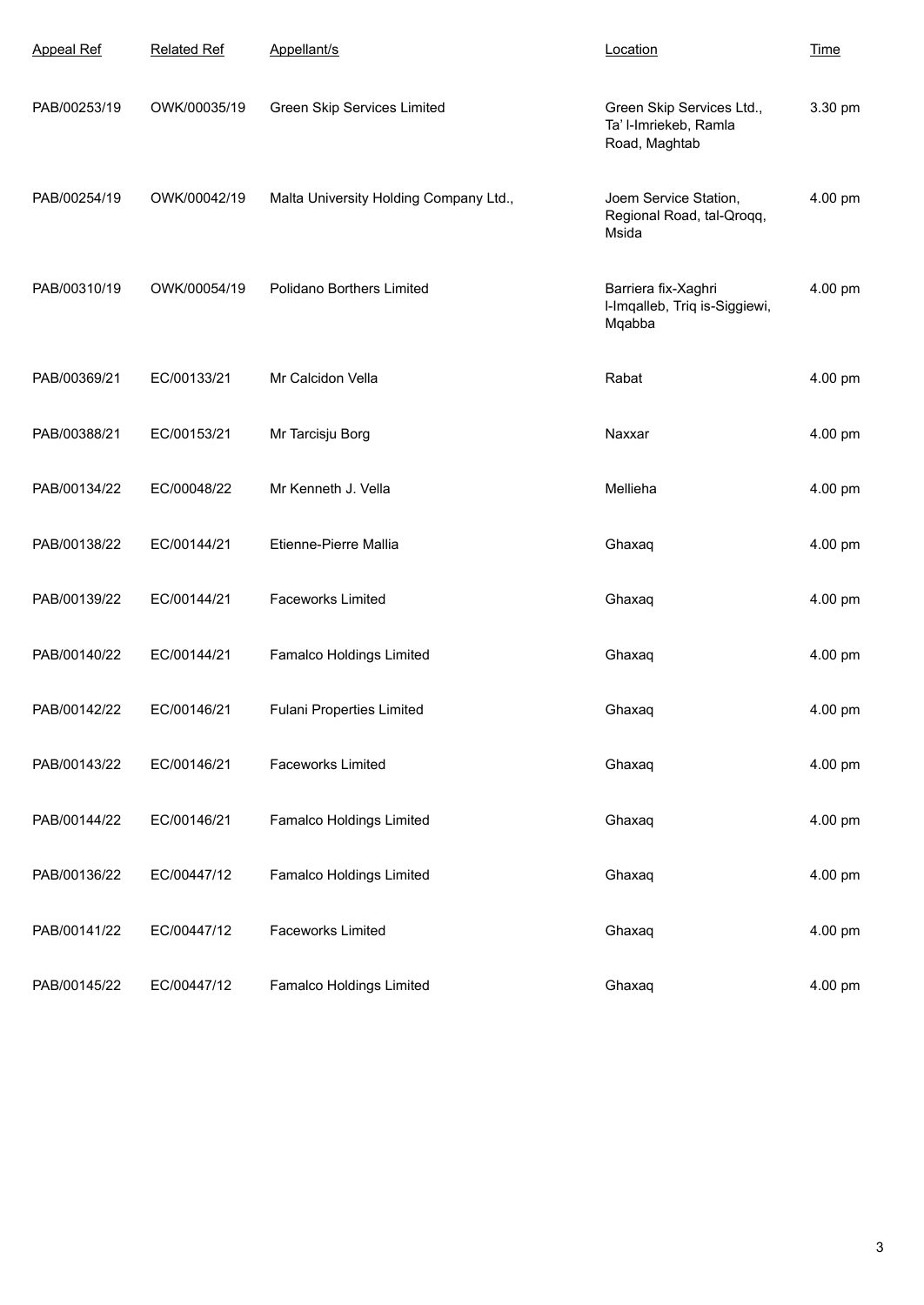| Appeal Ref | Related Ref | Appellant/s | Location | Time |
|---|---|---|---|---|
| PAB/00253/19 | OWK/00035/19 | Green Skip Services Limited | Green Skip Services Ltd., Ta' l-Imriekeb, Ramla Road, Maghtab | 3.30 pm |
| PAB/00254/19 | OWK/00042/19 | Malta University Holding Company Ltd., | Joem Service Station, Regional Road, tal-Qroqq, Msida | 4.00 pm |
| PAB/00310/19 | OWK/00054/19 | Polidano Borthers Limited | Barriera fix-Xaghri l-Imqalleb, Triq is-Siggiewi, Mqabba | 4.00 pm |
| PAB/00369/21 | EC/00133/21 | Mr Calcidon Vella | Rabat | 4.00 pm |
| PAB/00388/21 | EC/00153/21 | Mr Tarcisju Borg | Naxxar | 4.00 pm |
| PAB/00134/22 | EC/00048/22 | Mr Kenneth J. Vella | Mellieha | 4.00 pm |
| PAB/00138/22 | EC/00144/21 | Etienne-Pierre Mallia | Ghaxaq | 4.00 pm |
| PAB/00139/22 | EC/00144/21 | Faceworks Limited | Ghaxaq | 4.00 pm |
| PAB/00140/22 | EC/00144/21 | Famalco Holdings Limited | Ghaxaq | 4.00 pm |
| PAB/00142/22 | EC/00146/21 | Fulani Properties Limited | Ghaxaq | 4.00 pm |
| PAB/00143/22 | EC/00146/21 | Faceworks Limited | Ghaxaq | 4.00 pm |
| PAB/00144/22 | EC/00146/21 | Famalco Holdings Limited | Ghaxaq | 4.00 pm |
| PAB/00136/22 | EC/00447/12 | Famalco Holdings Limited | Ghaxaq | 4.00 pm |
| PAB/00141/22 | EC/00447/12 | Faceworks Limited | Ghaxaq | 4.00 pm |
| PAB/00145/22 | EC/00447/12 | Famalco Holdings Limited | Ghaxaq | 4.00 pm |